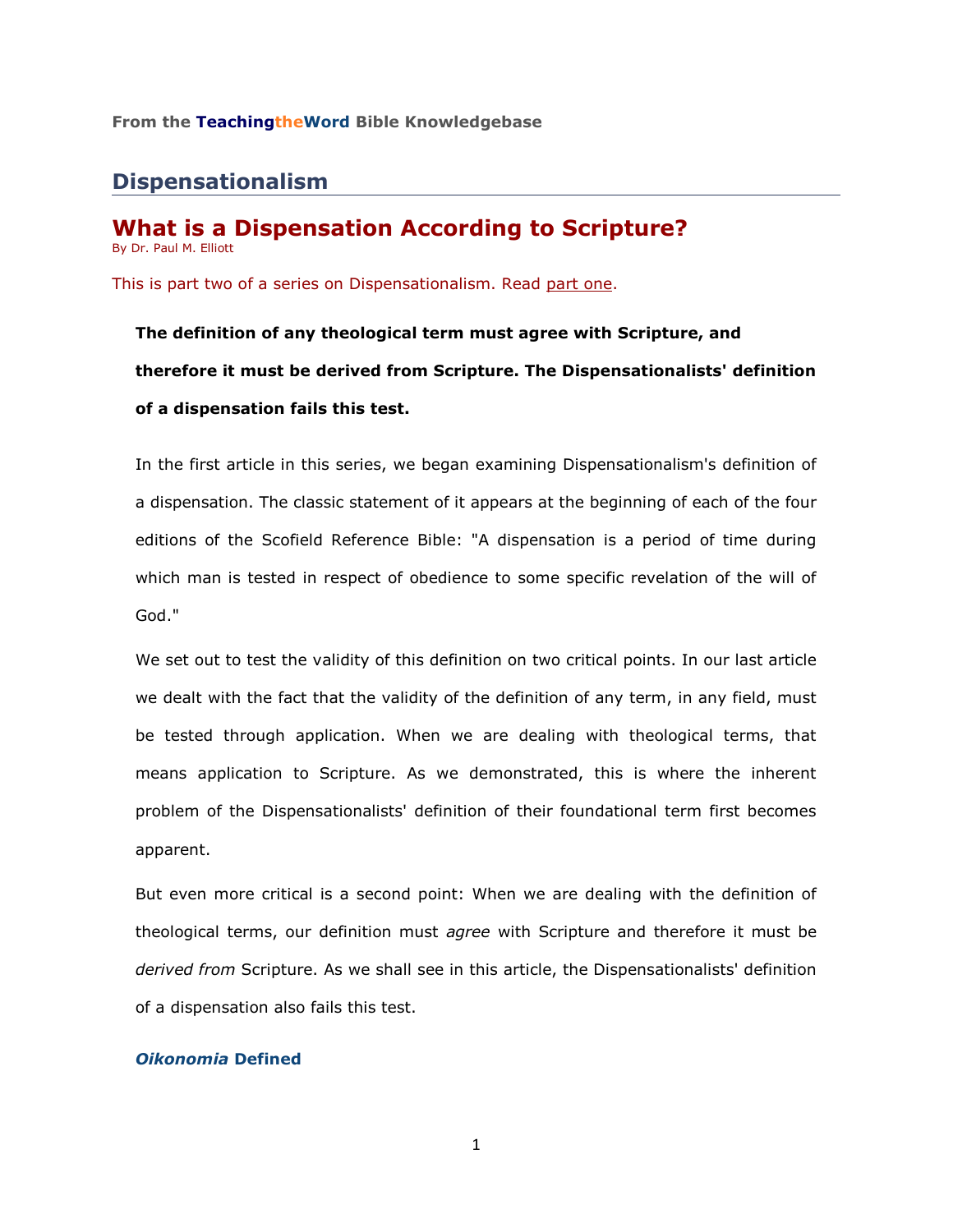From the **TeachingtheWord** Bible Knowledgebase

## Dispensationalism

# What is a Dispensation According to Scripture?

By Dr. Paul M. Elliott

This is part two of a series on Dispensationalism. Read part one.

**The definition of any theological term must agree with Scripture, and therefore it must be derived from Scripture. The Dispensationalists' definition of a dispensation fails this test.**

In the first article in this series, we began examining Dispensationalism's definition of a dispensation. The classic statement of it appears at the beginning of each of the four editions of the Scofield Reference Bible: "A dispensation is a period of time during which man is tested in respect of obedience to some specific revelation of the will of God."

We set out to test the validity of this definition on two critical points. In our last article we dealt with the fact that the validity of the definition of any term, in any field, must be tested through application. When we are dealing with theological terms, that means application to Scripture. As we demonstrated, this is where the inherent problem of the Dispensationalists' definition of their foundational term first becomes apparent.

But even more critical is a second point: When we are dealing with the definition of theological terms, our definition must *agree* with Scripture and therefore it must be *derived from* Scripture. As we shall see in this article, the Dispensationalists' definition of a dispensation also fails this test.

### *Oikonomia* Defined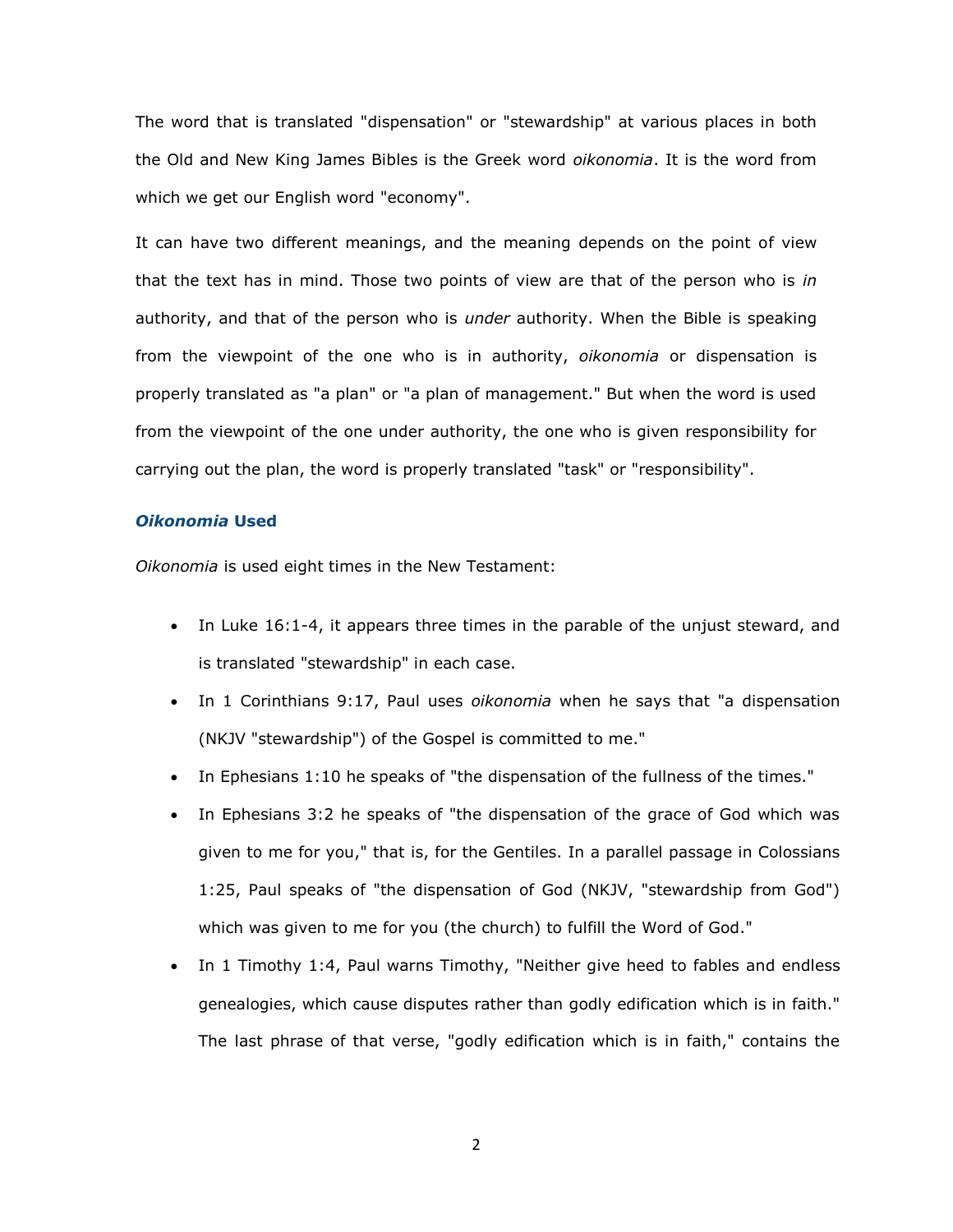The word that is translated "dispensation" or "stewardship" at various places in both the Old and New King James Bibles is the Greek word *oikonomia*. It is the word from which we get our English word "economy".

It can have two different meanings, and the meaning depends on the point of view that the text has in mind. Those two points of view are that of the person who is *in* authority, and that of the person who is *under* authority. When the Bible is speaking from the viewpoint of the one who is in authority, *oikonomia* or dispensation is properly translated as "a plan" or "a plan of management." But when the word is used from the viewpoint of the one under authority, the one who is given responsibility for carrying out the plan, the word is properly translated "task" or "responsibility".

### ***Oikonomia* Used**

*Oikonomia* is used eight times in the New Testament:

- In Luke 16:1-4, it appears three times in the parable of the unjust steward, and is translated "stewardship" in each case.
- In 1 Corinthians 9:17, Paul uses *oikonomia* when he says that "a dispensation (NKJV "stewardship") of the Gospel is committed to me."
- In Ephesians 1:10 he speaks of "the dispensation of the fullness of the times."
- In Ephesians 3:2 he speaks of "the dispensation of the grace of God which was given to me for you," that is, for the Gentiles. In a parallel passage in Colossians 1:25, Paul speaks of "the dispensation of God (NKJV, "stewardship from God") which was given to me for you (the church) to fulfill the Word of God."
- In 1 Timothy 1:4, Paul warns Timothy, "Neither give heed to fables and endless genealogies, which cause disputes rather than godly edification which is in faith." The last phrase of that verse, "godly edification which is in faith," contains the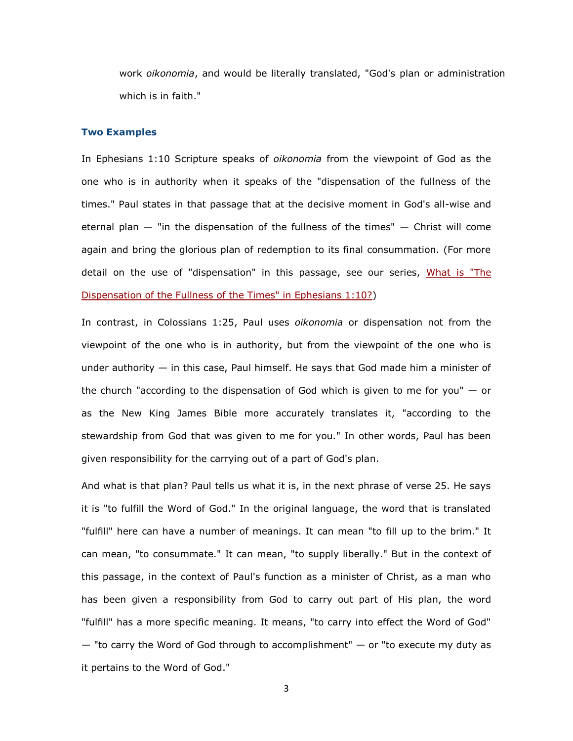work *oikonomia*, and would be literally translated, "God's plan or administration which is in faith."

### Two Examples

In Ephesians 1:10 Scripture speaks of *oikonomia* from the viewpoint of God as the one who is in authority when it speaks of the "dispensation of the fullness of the times." Paul states in that passage that at the decisive moment in God's all-wise and eternal plan — "in the dispensation of the fullness of the times" — Christ will come again and bring the glorious plan of redemption to its final consummation. (For more detail on the use of "dispensation" in this passage, see our series, What is "The Dispensation of the Fullness of the Times" in Ephesians 1:10?)

In contrast, in Colossians 1:25, Paul uses *oikonomia* or dispensation not from the viewpoint of the one who is in authority, but from the viewpoint of the one who is under authority — in this case, Paul himself. He says that God made him a minister of the church "according to the dispensation of God which is given to me for you" — or as the New King James Bible more accurately translates it, "according to the stewardship from God that was given to me for you." In other words, Paul has been given responsibility for the carrying out of a part of God's plan.

And what is that plan? Paul tells us what it is, in the next phrase of verse 25. He says it is "to fulfill the Word of God." In the original language, the word that is translated "fulfill" here can have a number of meanings. It can mean "to fill up to the brim." It can mean, "to consummate." It can mean, "to supply liberally." But in the context of this passage, in the context of Paul's function as a minister of Christ, as a man who has been given a responsibility from God to carry out part of His plan, the word "fulfill" has a more specific meaning. It means, "to carry into effect the Word of God" — "to carry the Word of God through to accomplishment" — or "to execute my duty as it pertains to the Word of God."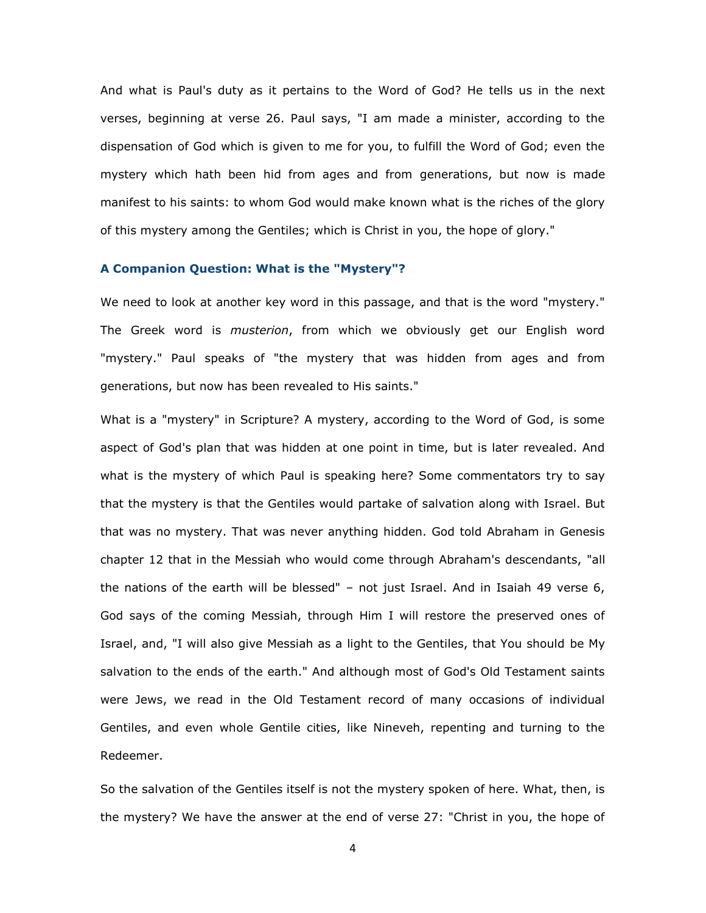And what is Paul's duty as it pertains to the Word of God? He tells us in the next verses, beginning at verse 26. Paul says, "I am made a minister, according to the dispensation of God which is given to me for you, to fulfill the Word of God; even the mystery which hath been hid from ages and from generations, but now is made manifest to his saints: to whom God would make known what is the riches of the glory of this mystery among the Gentiles; which is Christ in you, the hope of glory."

### A Companion Question: What is the "Mystery"?

We need to look at another key word in this passage, and that is the word "mystery." The Greek word is *musterion*, from which we obviously get our English word "mystery." Paul speaks of "the mystery that was hidden from ages and from generations, but now has been revealed to His saints."

What is a "mystery" in Scripture? A mystery, according to the Word of God, is some aspect of God's plan that was hidden at one point in time, but is later revealed. And what is the mystery of which Paul is speaking here? Some commentators try to say that the mystery is that the Gentiles would partake of salvation along with Israel. But that was no mystery. That was never anything hidden. God told Abraham in Genesis chapter 12 that in the Messiah who would come through Abraham's descendants, "all the nations of the earth will be blessed" – not just Israel. And in Isaiah 49 verse 6, God says of the coming Messiah, through Him I will restore the preserved ones of Israel, and, "I will also give Messiah as a light to the Gentiles, that You should be My salvation to the ends of the earth." And although most of God's Old Testament saints were Jews, we read in the Old Testament record of many occasions of individual Gentiles, and even whole Gentile cities, like Nineveh, repenting and turning to the Redeemer.

So the salvation of the Gentiles itself is not the mystery spoken of here. What, then, is the mystery? We have the answer at the end of verse 27: "Christ in you, the hope of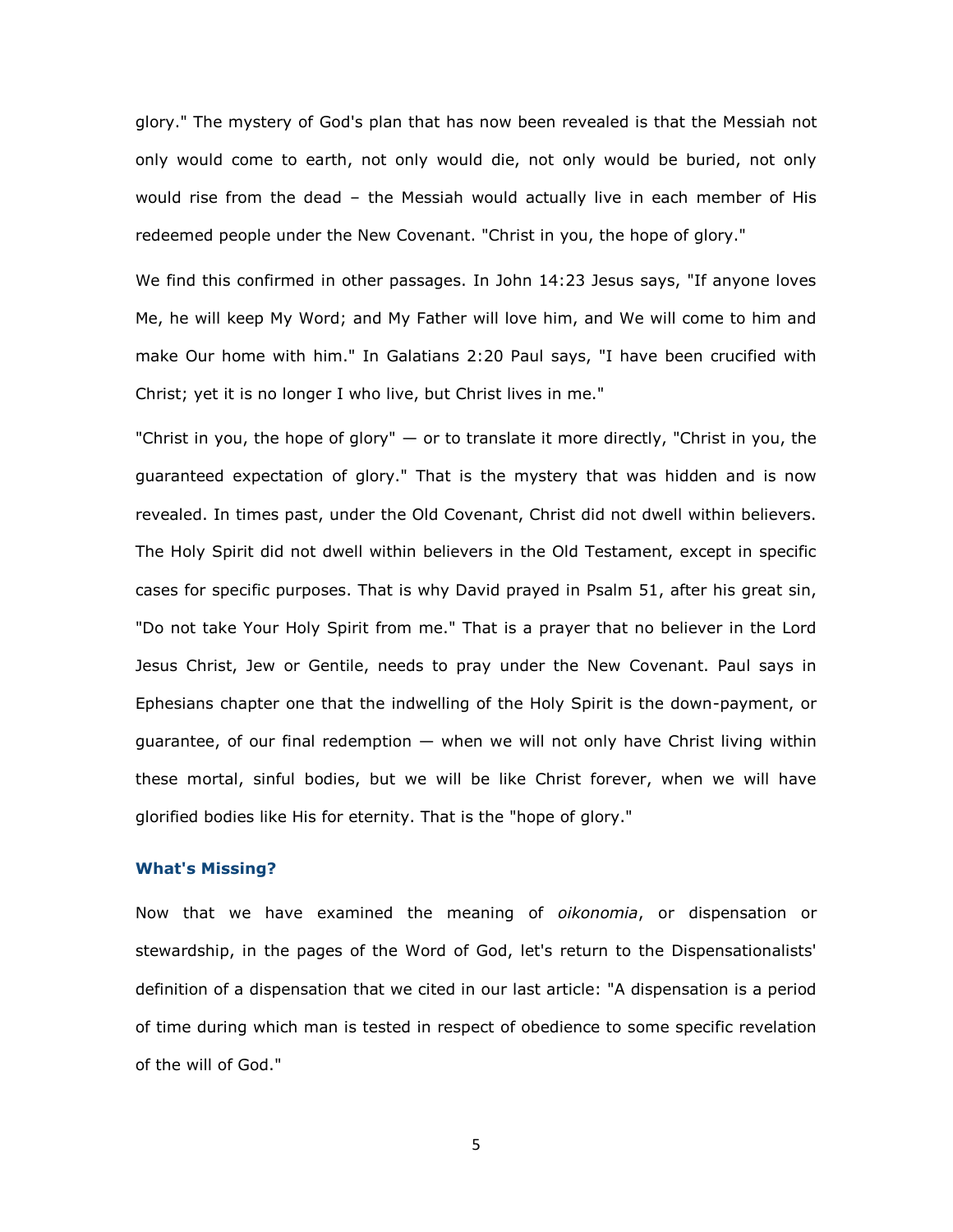glory." The mystery of God's plan that has now been revealed is that the Messiah not only would come to earth, not only would die, not only would be buried, not only would rise from the dead – the Messiah would actually live in each member of His redeemed people under the New Covenant. "Christ in you, the hope of glory."

We find this confirmed in other passages. In John 14:23 Jesus says, "If anyone loves Me, he will keep My Word; and My Father will love him, and We will come to him and make Our home with him." In Galatians 2:20 Paul says, "I have been crucified with Christ; yet it is no longer I who live, but Christ lives in me."

"Christ in you, the hope of glory" — or to translate it more directly, "Christ in you, the guaranteed expectation of glory." That is the mystery that was hidden and is now revealed. In times past, under the Old Covenant, Christ did not dwell within believers. The Holy Spirit did not dwell within believers in the Old Testament, except in specific cases for specific purposes. That is why David prayed in Psalm 51, after his great sin, "Do not take Your Holy Spirit from me." That is a prayer that no believer in the Lord Jesus Christ, Jew or Gentile, needs to pray under the New Covenant. Paul says in Ephesians chapter one that the indwelling of the Holy Spirit is the down-payment, or guarantee, of our final redemption — when we will not only have Christ living within these mortal, sinful bodies, but we will be like Christ forever, when we will have glorified bodies like His for eternity. That is the "hope of glory."

### What's Missing?

Now that we have examined the meaning of *oikonomia*, or dispensation or stewardship, in the pages of the Word of God, let's return to the Dispensationalists' definition of a dispensation that we cited in our last article: "A dispensation is a period of time during which man is tested in respect of obedience to some specific revelation of the will of God."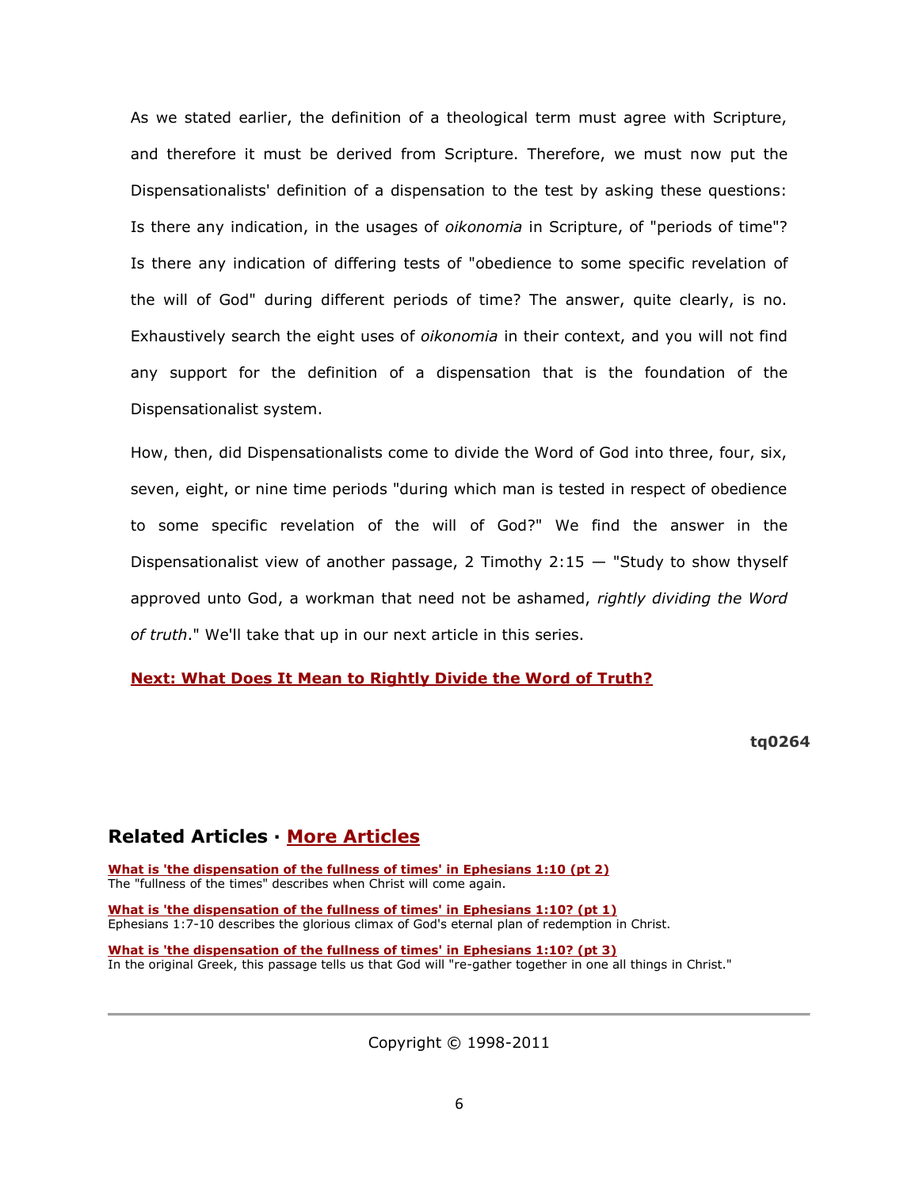As we stated earlier, the definition of a theological term must agree with Scripture, and therefore it must be derived from Scripture. Therefore, we must now put the Dispensationalists' definition of a dispensation to the test by asking these questions: Is there any indication, in the usages of *oikonomia* in Scripture, of "periods of time"? Is there any indication of differing tests of "obedience to some specific revelation of the will of God" during different periods of time? The answer, quite clearly, is no. Exhaustively search the eight uses of *oikonomia* in their context, and you will not find any support for the definition of a dispensation that is the foundation of the Dispensationalist system.

How, then, did Dispensationalists come to divide the Word of God into three, four, six, seven, eight, or nine time periods "during which man is tested in respect of obedience to some specific revelation of the will of God?" We find the answer in the Dispensationalist view of another passage, 2 Timothy 2:15 — "Study to show thyself approved unto God, a workman that need not be ashamed, *rightly dividing the Word of truth*." We'll take that up in our next article in this series.

**Next: What Does It Mean to Rightly Divide the Word of Truth?**

**tq0264**

## Related Articles · More Articles

**What is 'the dispensation of the fullness of times' in Ephesians 1:10 (pt 2)**
The "fullness of the times" describes when Christ will come again.

**What is 'the dispensation of the fullness of times' in Ephesians 1:10? (pt 1)**
Ephesians 1:7-10 describes the glorious climax of God's eternal plan of redemption in Christ.

**What is 'the dispensation of the fullness of times' in Ephesians 1:10? (pt 3)**
In the original Greek, this passage tells us that God will "re-gather together in one all things in Christ."

Copyright © 1998-2011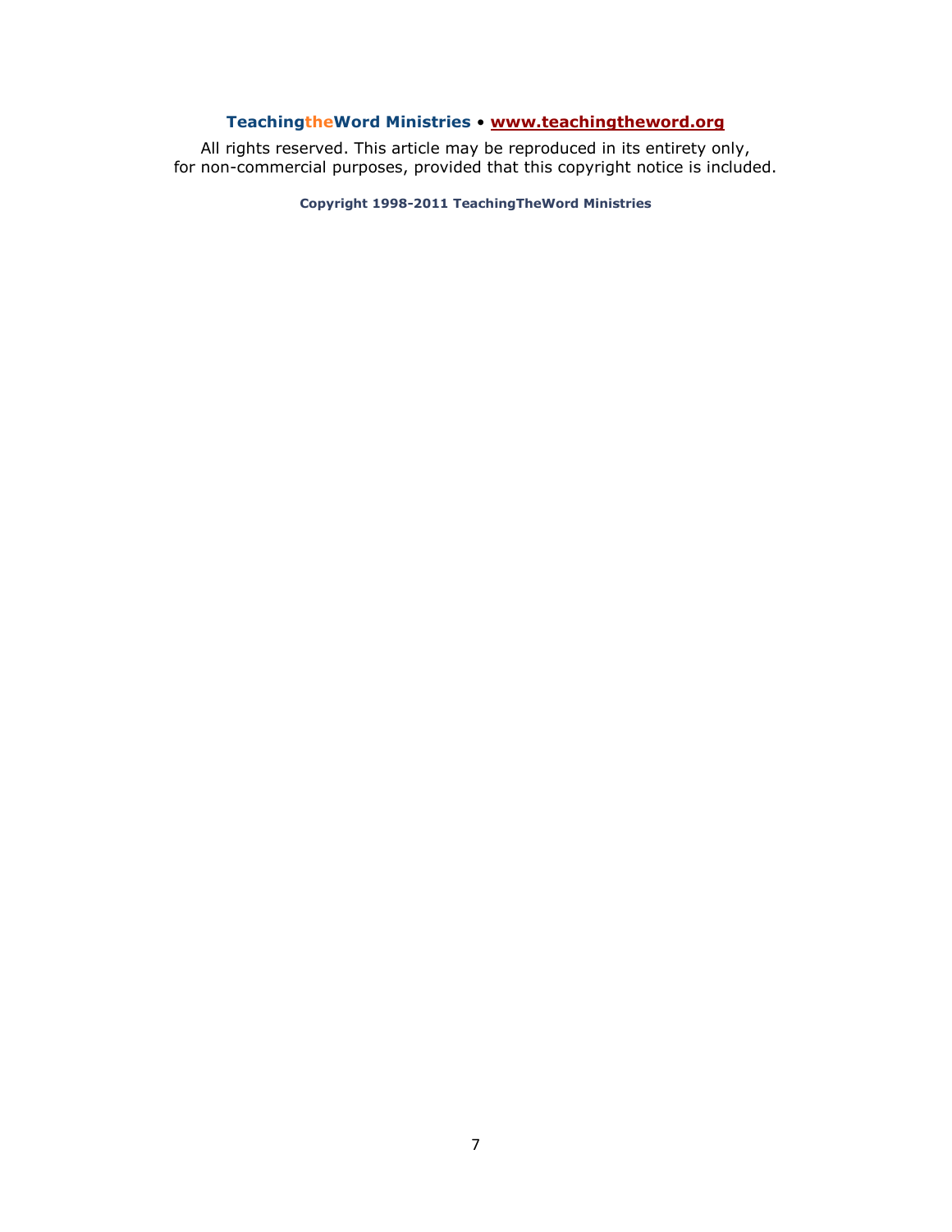**TeachingtheWord Ministries • www.teachingtheword.org**

All rights reserved. This article may be reproduced in its entirety only, for non-commercial purposes, provided that this copyright notice is included.

**Copyright 1998-2011 TeachingTheWord Ministries**